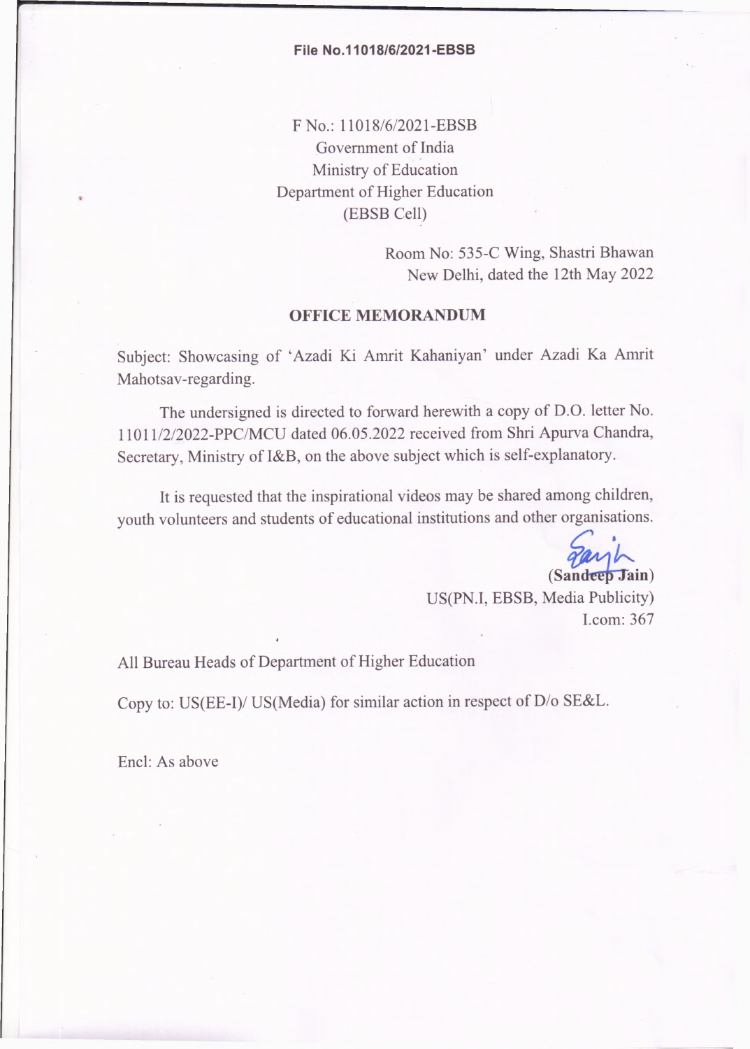**File No.11018/6/2021-EBSB**

F No.: 11018/6/2021-EBSB
Government of India
Ministry of Education
Department of Higher Education
(EBSB Cell)

Room No: 535-C Wing, Shastri Bhawan
New Delhi, dated the 12th May 2022

## OFFICE MEMORANDUM

Subject: Showcasing of 'Azadi Ki Amrit Kahaniyan' under Azadi Ka Amrit Mahotsav-regarding.

The undersigned is directed to forward herewith a copy of D.O. letter No. 11011/2/2022-PPC/MCU dated 06.05.2022 received from Shri Apurva Chandra, Secretary, Ministry of I&B, on the above subject which is self-explanatory.

It is requested that the inspirational videos may be shared among children, youth volunteers and students of educational institutions and other organisations.

(Sandeep Jain)
US(PN.I, EBSB, Media Publicity)
I.com: 367

All Bureau Heads of Department of Higher Education

Copy to: US(EE-I)/ US(Media) for similar action in respect of D/o SE&L.

Encl: As above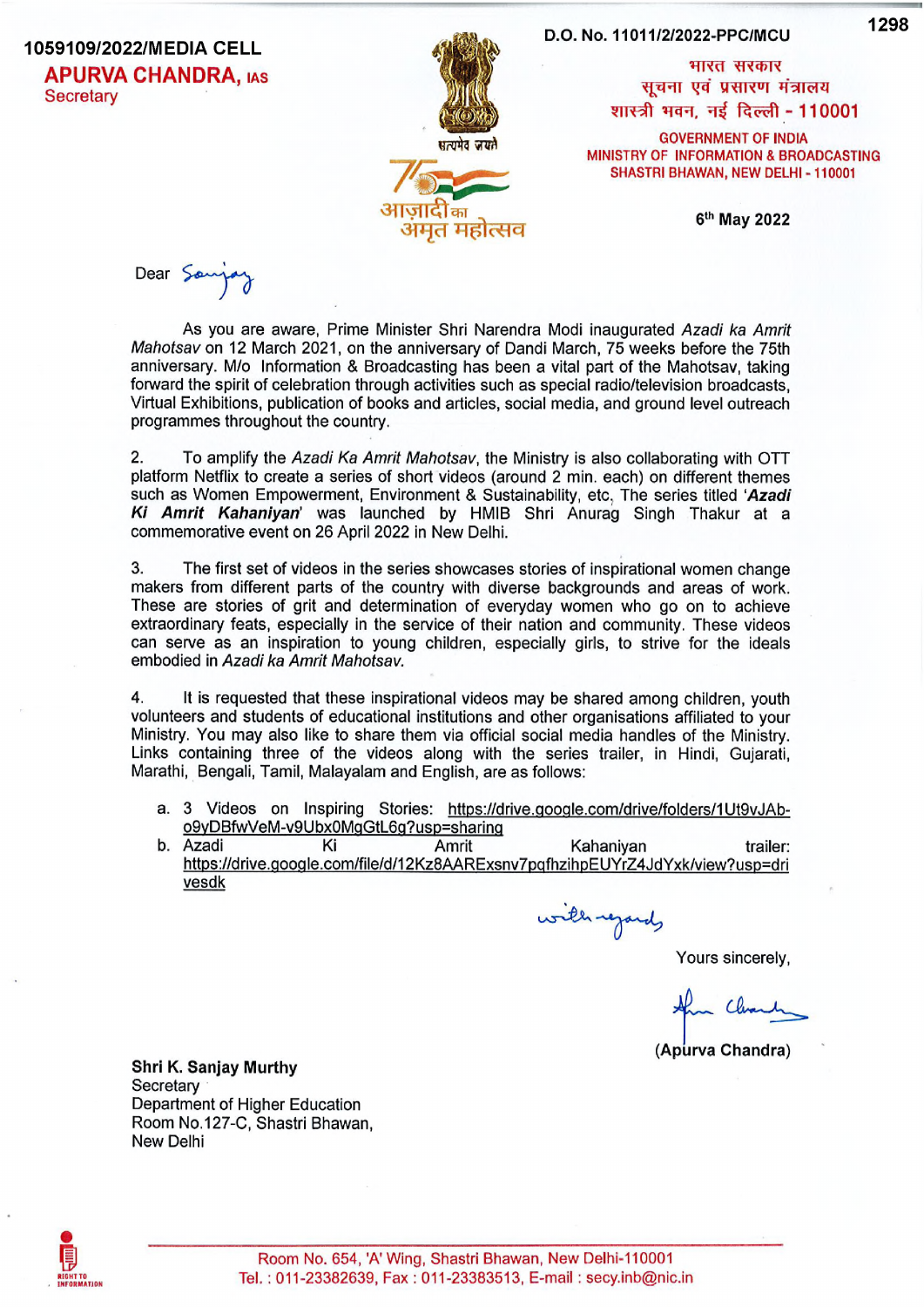1059109/2022/MEDIA CELL

**APURVA CHANDRA, IAS**
Secretary

D.O. No. 11011/2/2022-PPC/MCU

भारत सरकार
सूचना एवं प्रसारण मंत्रालय
शास्त्री भवन, नई दिल्ली - 110001

GOVERNMENT OF INDIA
MINISTRY OF INFORMATION & BROADCASTING
SHASTRI BHAWAN, NEW DELHI - 110001

सत्यमेव जयते

आज़ादी का अमृत महोत्सव

**6th May 2022**

Dear Sanjay

As you are aware, Prime Minister Shri Narendra Modi inaugurated *Azadi ka Amrit Mahotsav* on 12 March 2021, on the anniversary of Dandi March, 75 weeks before the 75th anniversary. M/o Information & Broadcasting has been a vital part of the Mahotsav, taking forward the spirit of celebration through activities such as special radio/television broadcasts, Virtual Exhibitions, publication of books and articles, social media, and ground level outreach programmes throughout the country.

2. To amplify the *Azadi Ka Amrit Mahotsav*, the Ministry is also collaborating with OTT platform Netflix to create a series of short videos (around 2 min. each) on different themes such as Women Empowerment, Environment & Sustainability, etc. The series titled '***Azadi Ki Amrit Kahaniyan***' was launched by HMIB Shri Anurag Singh Thakur at a commemorative event on 26 April 2022 in New Delhi.

3. The first set of videos in the series showcases stories of inspirational women change makers from different parts of the country with diverse backgrounds and areas of work. These are stories of grit and determination of everyday women who go on to achieve extraordinary feats, especially in the service of their nation and community. These videos can serve as an inspiration to young children, especially girls, to strive for the ideals embodied in *Azadi ka Amrit Mahotsav*.

4. It is requested that these inspirational videos may be shared among children, youth volunteers and students of educational institutions and other organisations affiliated to your Ministry. You may also like to share them via official social media handles of the Ministry. Links containing three of the videos along with the series trailer, in Hindi, Gujarati, Marathi, Bengali, Tamil, Malayalam and English, are as follows:

a. 3 Videos on Inspiring Stories: https://drive.google.com/drive/folders/1Ut9vJAb-o9yDBfwVeM-v9Ubx0MgGtL6g?usp=sharing
b. Azadi Ki Amrit Kahaniyan trailer: https://drive.google.com/file/d/12Kz8AARExsnv7pqfhzihpEUYrZ4JdYxk/view?usp=drivesdk

with regards

Yours sincerely,

(Apurva Chandra)

**Shri K. Sanjay Murthy**
Secretary
Department of Higher Education
Room No.127-C, Shastri Bhawan,
New Delhi

Room No. 654, 'A' Wing, Shastri Bhawan, New Delhi-110001
Tel. : 011-23382639, Fax : 011-23383513, E-mail : secy.inb@nic.in